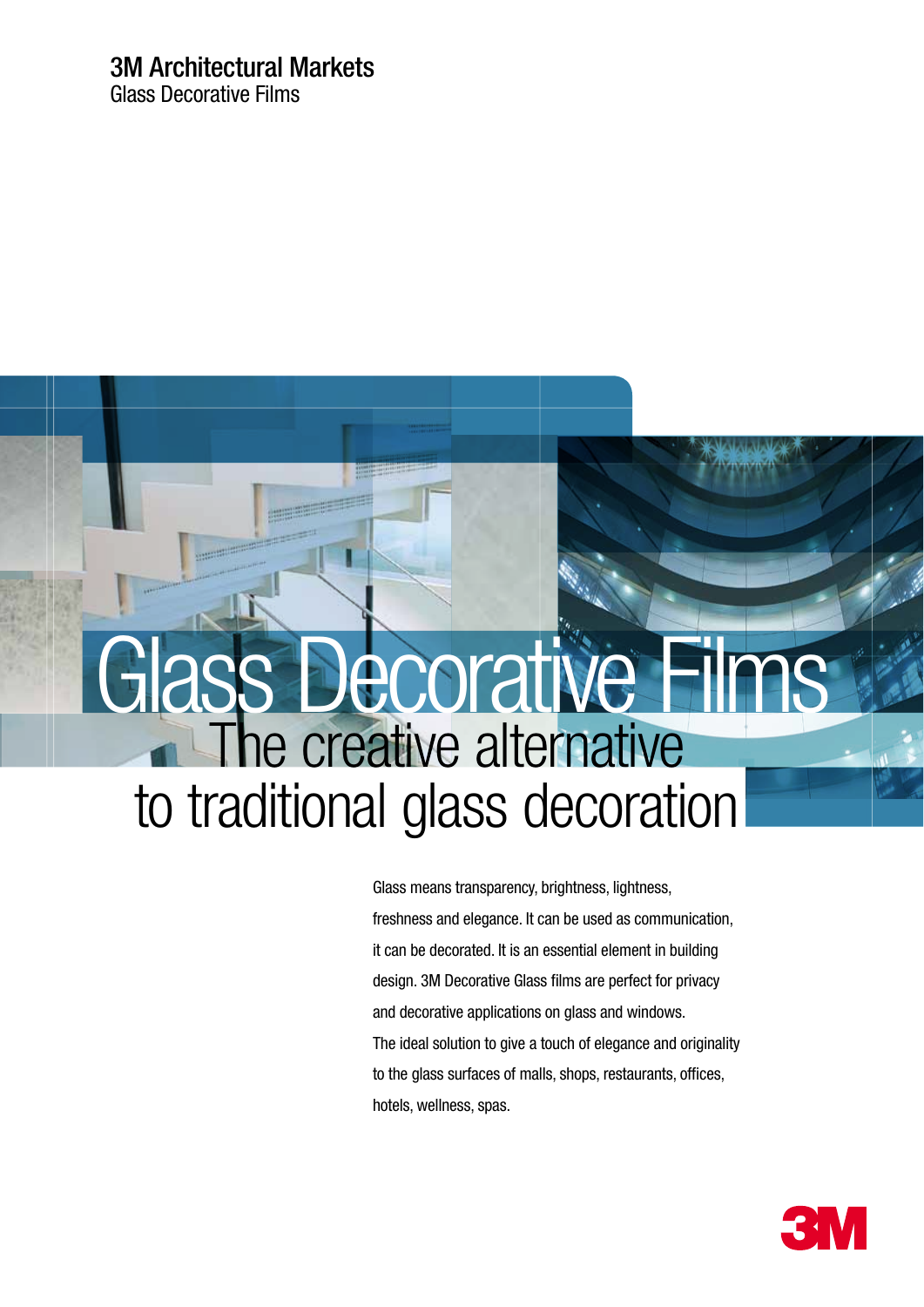3M Architectural Markets
Glass Decorative Films

# Glass Decorative Films

## The creative alternative to traditional glass decoration

Glass means transparency, brightness, lightness, freshness and elegance. It can be used as communication, it can be decorated. It is an essential element in building design. 3M Decorative Glass films are perfect for privacy and decorative applications on glass and windows. The ideal solution to give a touch of elegance and originality to the glass surfaces of malls, shops, restaurants, offices, hotels, wellness, spas.

3M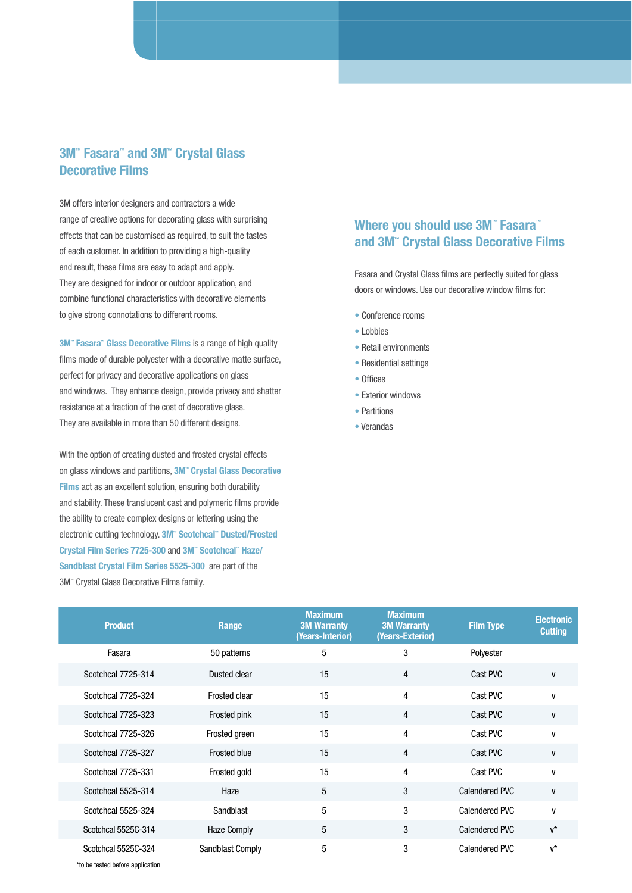## 3M™ Fasara™ and 3M™ Crystal Glass Decorative Films

3M offers interior designers and contractors a wide range of creative options for decorating glass with surprising effects that can be customised as required, to suit the tastes of each customer. In addition to providing a high-quality end result, these films are easy to adapt and apply. They are designed for indoor or outdoor application, and combine functional characteristics with decorative elements to give strong connotations to different rooms.

**3M™ Fasara™ Glass Decorative Films** is a range of high quality films made of durable polyester with a decorative matte surface, perfect for privacy and decorative applications on glass and windows. They enhance design, provide privacy and shatter resistance at a fraction of the cost of decorative glass. They are available in more than 50 different designs.

With the option of creating dusted and frosted crystal effects on glass windows and partitions, **3M™ Crystal Glass Decorative Films** act as an excellent solution, ensuring both durability and stability. These translucent cast and polymeric films provide the ability to create complex designs or lettering using the electronic cutting technology. **3M™ Scotchcal™ Dusted/Frosted Crystal Film Series 7725-300** and **3M™ Scotchcal™ Haze/ Sandblast Crystal Film Series 5525-300** are part of the 3M™ Crystal Glass Decorative Films family.

## Where you should use 3M™ Fasara™ and 3M™ Crystal Glass Decorative Films

Fasara and Crystal Glass films are perfectly suited for glass doors or windows. Use our decorative window films for:

- Conference rooms
- Lobbies
- Retail environments
- Residential settings
- Offices
- Exterior windows
- Partitions
- Verandas

| Product | Range | Maximum 3M Warranty (Years-Interior) | Maximum 3M Warranty (Years-Exterior) | Film Type | Electronic Cutting |
|---|---|---|---|---|---|
| Fasara | 50 patterns | 5 | 3 | Polyester | |
| Scotchcal 7725-314 | Dusted clear | 15 | 4 | Cast PVC | v |
| Scotchcal 7725-324 | Frosted clear | 15 | 4 | Cast PVC | v |
| Scotchcal 7725-323 | Frosted pink | 15 | 4 | Cast PVC | v |
| Scotchcal 7725-326 | Frosted green | 15 | 4 | Cast PVC | v |
| Scotchcal 7725-327 | Frosted blue | 15 | 4 | Cast PVC | v |
| Scotchcal 7725-331 | Frosted gold | 15 | 4 | Cast PVC | v |
| Scotchcal 5525-314 | Haze | 5 | 3 | Calendered PVC | v |
| Scotchcal 5525-324 | Sandblast | 5 | 3 | Calendered PVC | v |
| Scotchcal 5525C-314 | Haze Comply | 5 | 3 | Calendered PVC | v* |
| Scotchcal 5525C-324 | Sandblast Comply | 5 | 3 | Calendered PVC | v* |

*to be tested before application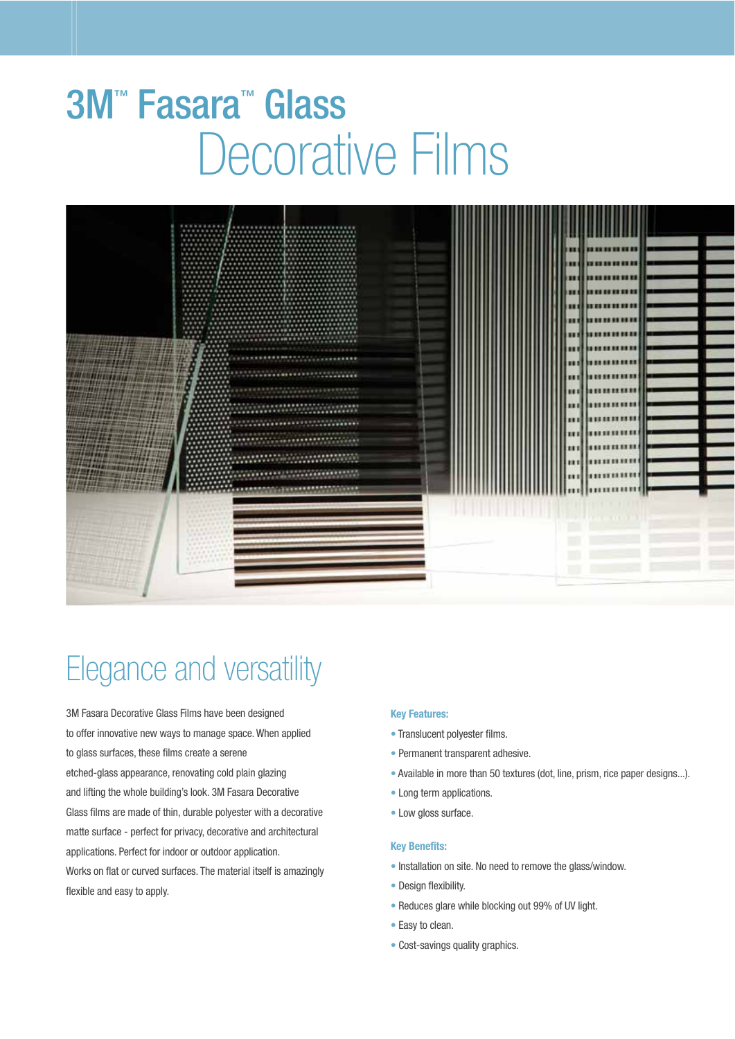# 3M™ Fasara™ Glass Decorative Films

## Elegance and versatility

3M Fasara Decorative Glass Films have been designed to offer innovative new ways to manage space. When applied to glass surfaces, these films create a serene etched-glass appearance, renovating cold plain glazing and lifting the whole building's look. 3M Fasara Decorative Glass films are made of thin, durable polyester with a decorative matte surface - perfect for privacy, decorative and architectural applications. Perfect for indoor or outdoor application. Works on flat or curved surfaces. The material itself is amazingly flexible and easy to apply.

**Key Features:**

- Translucent polyester films.
- Permanent transparent adhesive.
- Available in more than 50 textures (dot, line, prism, rice paper designs...).
- Long term applications.
- Low gloss surface.

**Key Benefits:**

- Installation on site. No need to remove the glass/window.
- Design flexibility.
- Reduces glare while blocking out 99% of UV light.
- Easy to clean.
- Cost-savings quality graphics.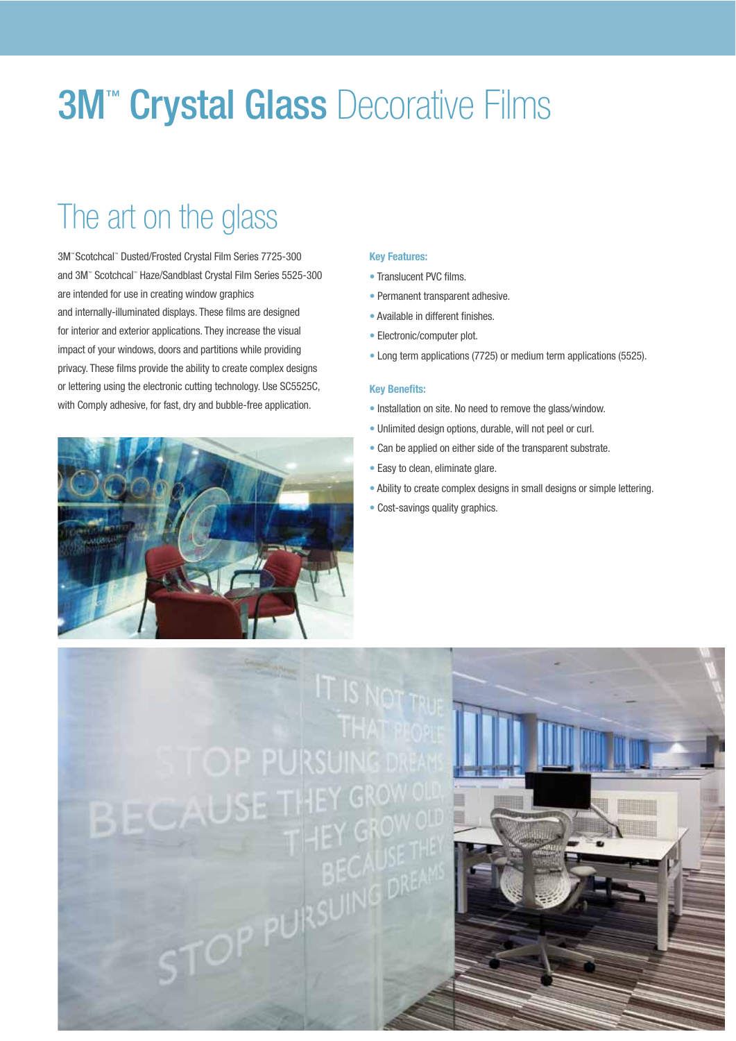# 3M™ Crystal Glass Decorative Films

## The art on the glass

3M™ Scotchcal™ Dusted/Frosted Crystal Film Series 7725-300 and 3M™ Scotchcal™ Haze/Sandblast Crystal Film Series 5525-300 are intended for use in creating window graphics and internally-illuminated displays. These films are designed for interior and exterior applications. They increase the visual impact of your windows, doors and partitions while providing privacy. These films provide the ability to create complex designs or lettering using the electronic cutting technology. Use SC5525C, with Comply adhesive, for fast, dry and bubble-free application.

**Key Features:**

- Translucent PVC films.
- Permanent transparent adhesive.
- Available in different finishes.
- Electronic/computer plot.
- Long term applications (7725) or medium term applications (5525).

**Key Benefits:**

- Installation on site. No need to remove the glass/window.
- Unlimited design options, durable, will not peel or curl.
- Can be applied on either side of the transparent substrate.
- Easy to clean, eliminate glare.
- Ability to create complex designs in small designs or simple lettering.
- Cost-savings quality graphics.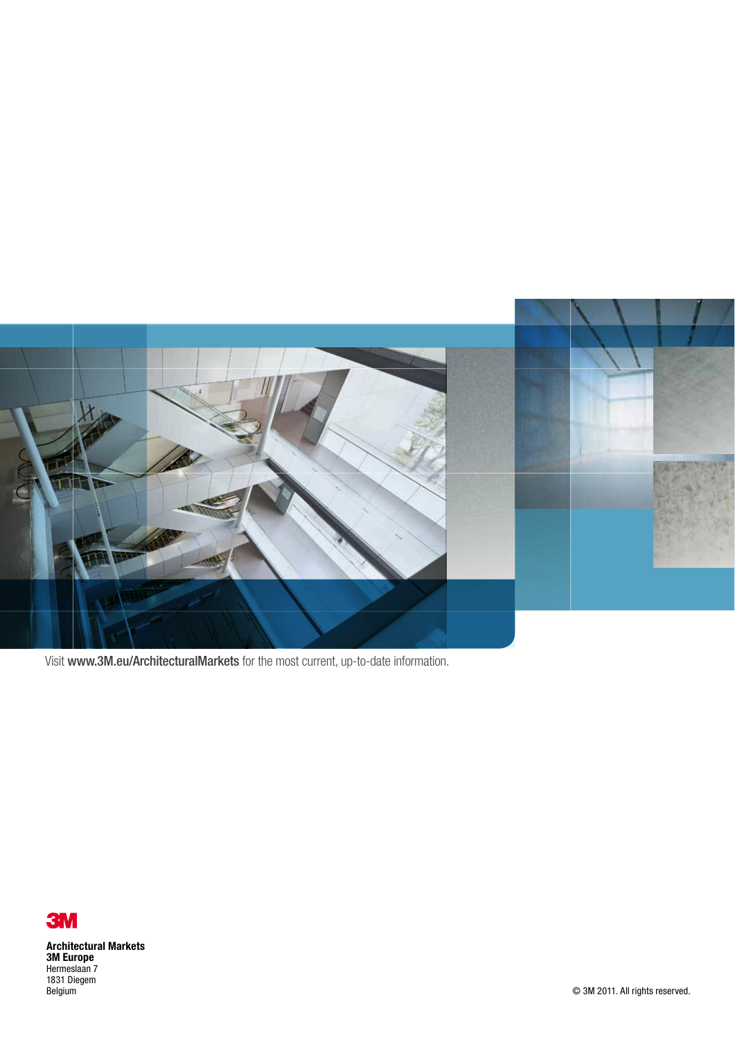Visit **www.3M.eu/ArchitecturalMarkets** for the most current, up-to-date information.

3M

**Architectural Markets**
**3M Europe**
Hermeslaan 7
1831 Diegem
Belgium

© 3M 2011. All rights reserved.